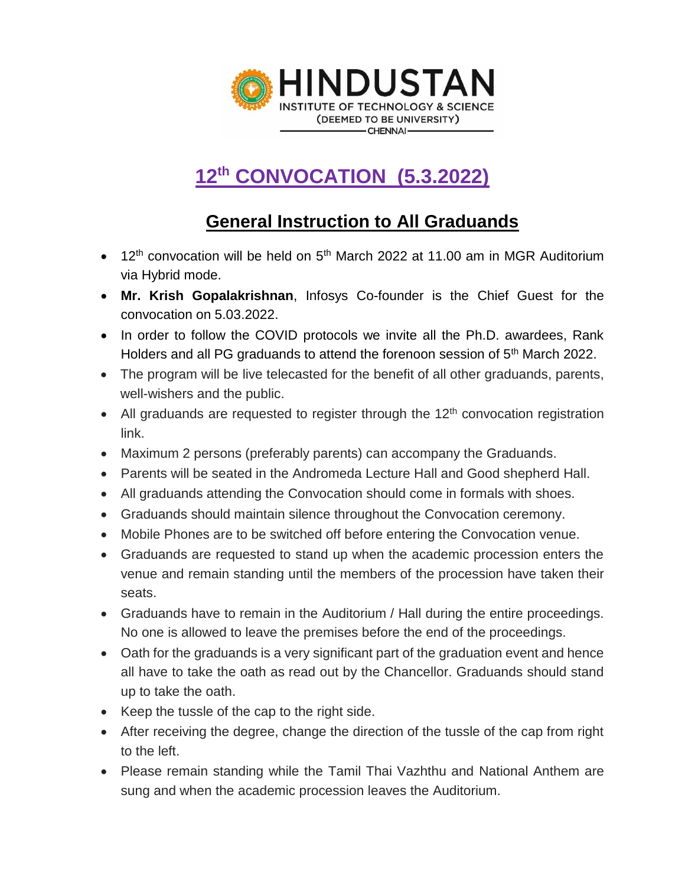HINDUSTAN
INSTITUTE OF TECHNOLOGY & SCIENCE
(DEEMED TO BE UNIVERSITY)
CHENNAI

# 12th CONVOCATION (5.3.2022)

## General Instruction to All Graduands

- 12th convocation will be held on 5th March 2022 at 11.00 am in MGR Auditorium via Hybrid mode.
- **Mr. Krish Gopalakrishnan**, Infosys Co-founder is the Chief Guest for the convocation on 5.03.2022.
- In order to follow the COVID protocols we invite all the Ph.D. awardees, Rank Holders and all PG graduands to attend the forenoon session of 5th March 2022.
- The program will be live telecasted for the benefit of all other graduands, parents, well-wishers and the public.
- All graduands are requested to register through the 12th convocation registration link.
- Maximum 2 persons (preferably parents) can accompany the Graduands.
- Parents will be seated in the Andromeda Lecture Hall and Good shepherd Hall.
- All graduands attending the Convocation should come in formals with shoes.
- Graduands should maintain silence throughout the Convocation ceremony.
- Mobile Phones are to be switched off before entering the Convocation venue.
- Graduands are requested to stand up when the academic procession enters the venue and remain standing until the members of the procession have taken their seats.
- Graduands have to remain in the Auditorium / Hall during the entire proceedings. No one is allowed to leave the premises before the end of the proceedings.
- Oath for the graduands is a very significant part of the graduation event and hence all have to take the oath as read out by the Chancellor. Graduands should stand up to take the oath.
- Keep the tussle of the cap to the right side.
- After receiving the degree, change the direction of the tussle of the cap from right to the left.
- Please remain standing while the Tamil Thai Vazhthu and National Anthem are sung and when the academic procession leaves the Auditorium.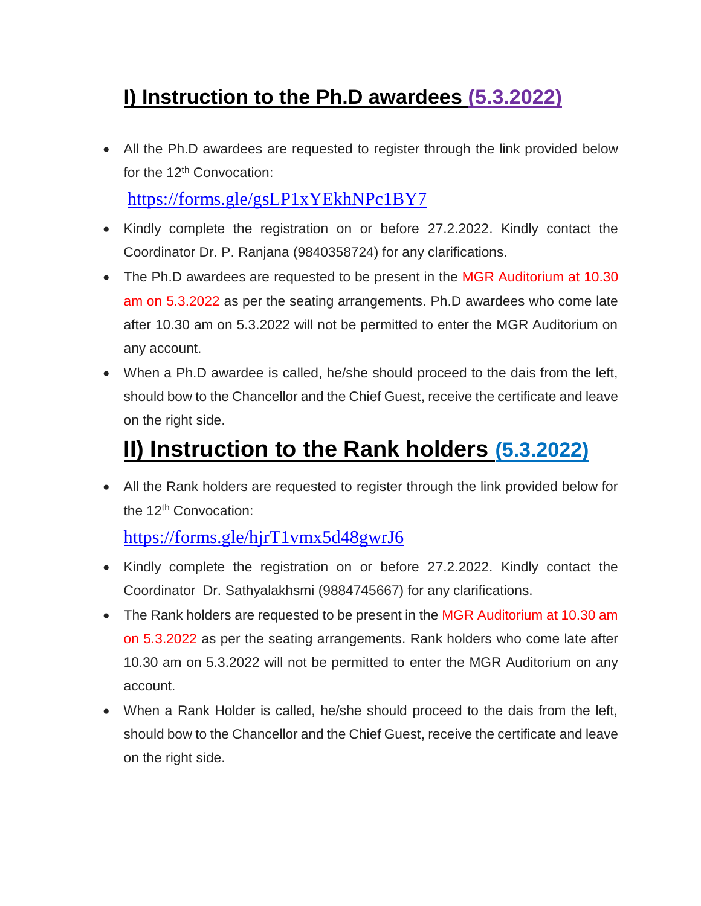## I) Instruction to the Ph.D awardees (5.3.2022)

- All the Ph.D awardees are requested to register through the link provided below for the 12th Convocation:

  https://forms.gle/gsLP1xYEkhNPc1BY7

- Kindly complete the registration on or before 27.2.2022. Kindly contact the Coordinator Dr. P. Ranjana (9840358724) for any clarifications.
- The Ph.D awardees are requested to be present in the MGR Auditorium at 10.30 am on 5.3.2022 as per the seating arrangements. Ph.D awardees who come late after 10.30 am on 5.3.2022 will not be permitted to enter the MGR Auditorium on any account.
- When a Ph.D awardee is called, he/she should proceed to the dais from the left, should bow to the Chancellor and the Chief Guest, receive the certificate and leave on the right side.

## II) Instruction to the Rank holders (5.3.2022)

- All the Rank holders are requested to register through the link provided below for the 12th Convocation:

  https://forms.gle/hjrT1vmx5d48gwrJ6

- Kindly complete the registration on or before 27.2.2022. Kindly contact the Coordinator Dr. Sathyalakhsmi (9884745667) for any clarifications.
- The Rank holders are requested to be present in the MGR Auditorium at 10.30 am on 5.3.2022 as per the seating arrangements. Rank holders who come late after 10.30 am on 5.3.2022 will not be permitted to enter the MGR Auditorium on any account.
- When a Rank Holder is called, he/she should proceed to the dais from the left, should bow to the Chancellor and the Chief Guest, receive the certificate and leave on the right side.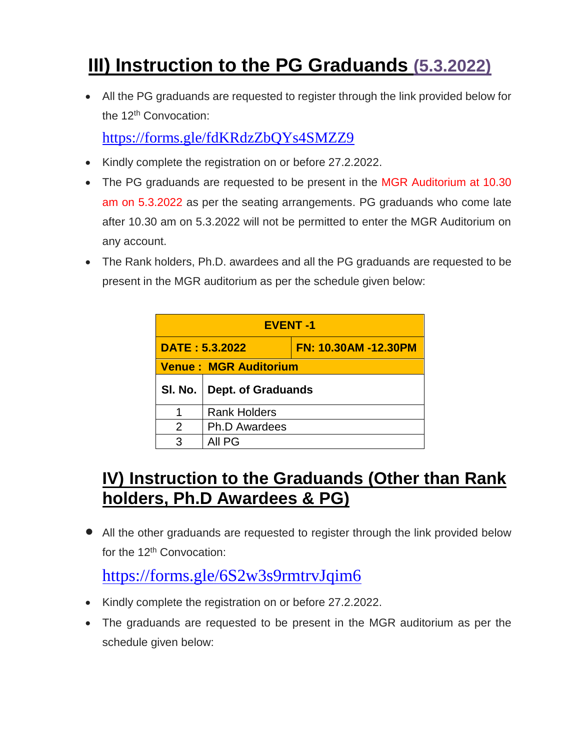# III) Instruction to the PG Graduands (5.3.2022)

- All the PG graduands are requested to register through the link provided below for the 12th Convocation:

  https://forms.gle/fdKRdzZbQYs4SMZZ9

- Kindly complete the registration on or before 27.2.2022.
- The PG graduands are requested to be present in the MGR Auditorium at 10.30 am on 5.3.2022 as per the seating arrangements. PG graduands who come late after 10.30 am on 5.3.2022 will not be permitted to enter the MGR Auditorium on any account.
- The Rank holders, Ph.D. awardees and all the PG graduands are requested to be present in the MGR auditorium as per the schedule given below:

| **EVENT -1** | |
|---|---|
| **DATE : 5.3.2022** | **FN: 10.30AM -12.30PM** |
| **Venue : MGR Auditorium** | |
| **Sl. No.** | **Dept. of Graduands** |
| 1 | Rank Holders |
| 2 | Ph.D Awardees |
| 3 | All PG |

# IV) Instruction to the Graduands (Other than Rank holders, Ph.D Awardees & PG)

- All the other graduands are requested to register through the link provided below for the 12th Convocation:

  https://forms.gle/6S2w3s9rmtrvJqim6

- Kindly complete the registration on or before 27.2.2022.
- The graduands are requested to be present in the MGR auditorium as per the schedule given below: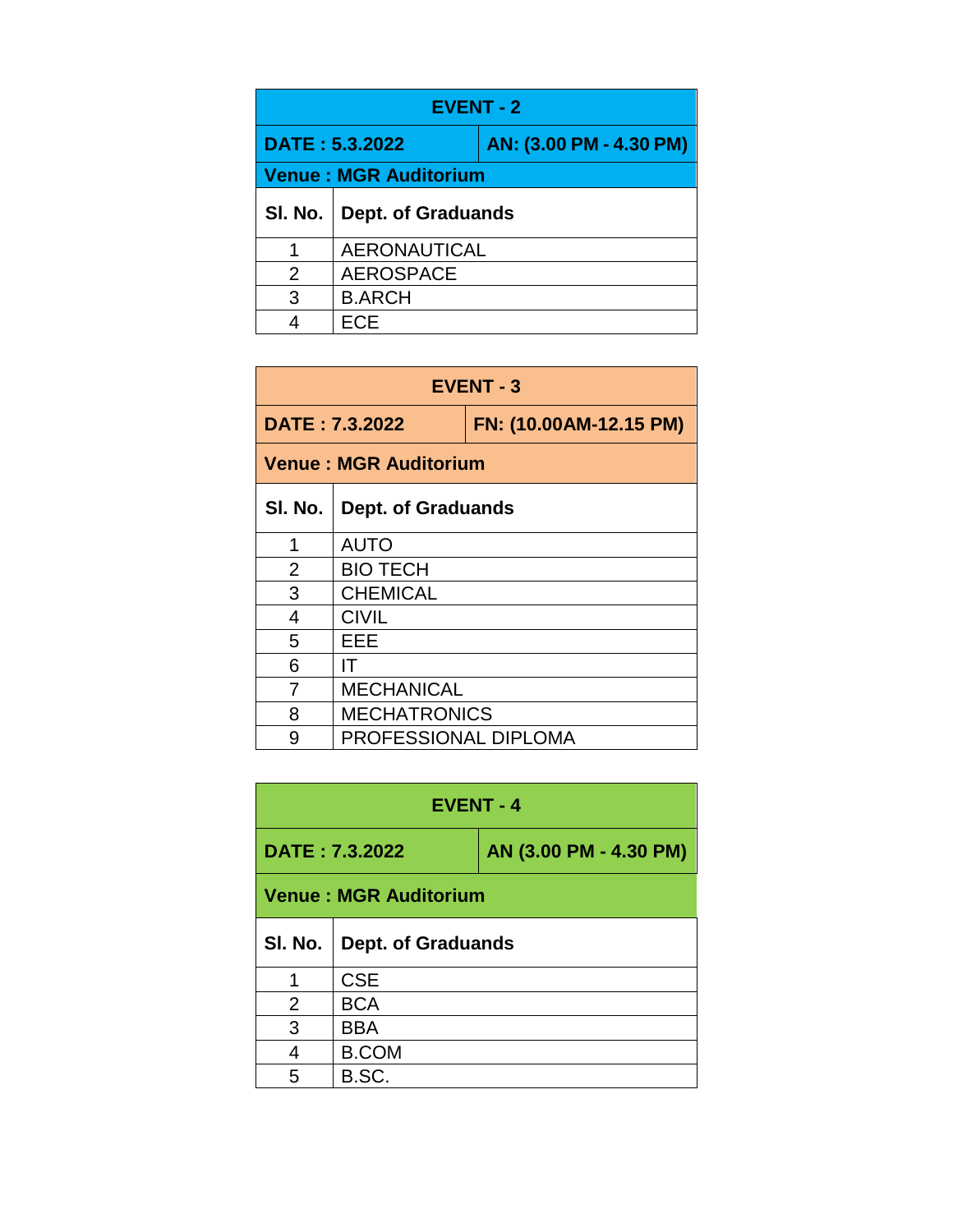| EVENT - 2 | |
| --- | --- |
| **DATE : 5.3.2022** | **AN: (3.00 PM - 4.30 PM)** |
| **Venue : MGR Auditorium** | |
| **Sl. No.** | **Dept. of Graduands** |
| 1 | AERONAUTICAL |
| 2 | AEROSPACE |
| 3 | B.ARCH |
| 4 | ECE |

| EVENT - 3 | |
| --- | --- |
| **DATE : 7.3.2022** | **FN: (10.00AM-12.15 PM)** |
| **Venue : MGR Auditorium** | |
| **Sl. No.** | **Dept. of Graduands** |
| 1 | AUTO |
| 2 | BIO TECH |
| 3 | CHEMICAL |
| 4 | CIVIL |
| 5 | EEE |
| 6 | IT |
| 7 | MECHANICAL |
| 8 | MECHATRONICS |
| 9 | PROFESSIONAL DIPLOMA |

| EVENT - 4 | |
| --- | --- |
| **DATE : 7.3.2022** | **AN (3.00 PM - 4.30 PM)** |
| **Venue : MGR Auditorium** | |
| **Sl. No.** | **Dept. of Graduands** |
| 1 | CSE |
| 2 | BCA |
| 3 | BBA |
| 4 | B.COM |
| 5 | B.SC. |